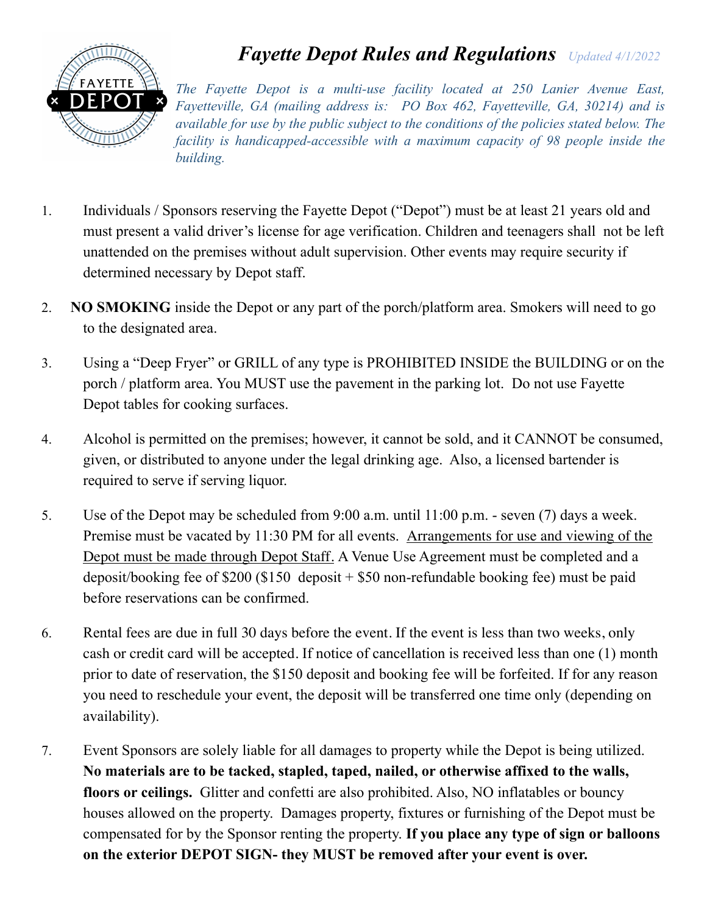# *Fayette Depot Rules and Regulations* *Updated 4/1/2022*

*The Fayette Depot is a multi-use facility located at 250 Lanier Avenue East, Fayetteville, GA (mailing address is: PO Box 462, Fayetteville, GA, 30214) and is available for use by the public subject to the conditions of the policies stated below. The facility is handicapped-accessible with a maximum capacity of 98 people inside the building.*

1. Individuals / Sponsors reserving the Fayette Depot ("Depot") must be at least 21 years old and must present a valid driver's license for age verification. Children and teenagers shall not be left unattended on the premises without adult supervision. Other events may require security if determined necessary by Depot staff.

2. **NO SMOKING** inside the Depot or any part of the porch/platform area. Smokers will need to go to the designated area.

3. Using a "Deep Fryer" or GRILL of any type is PROHIBITED INSIDE the BUILDING or on the porch / platform area. You MUST use the pavement in the parking lot. Do not use Fayette Depot tables for cooking surfaces.

4. Alcohol is permitted on the premises; however, it cannot be sold, and it CANNOT be consumed, given, or distributed to anyone under the legal drinking age. Also, a licensed bartender is required to serve if serving liquor.

5. Use of the Depot may be scheduled from 9:00 a.m. until 11:00 p.m. - seven (7) days a week. Premise must be vacated by 11:30 PM for all events. <u>Arrangements for use and viewing of the Depot must be made through Depot Staff.</u> A Venue Use Agreement must be completed and a deposit/booking fee of $200 ($150 deposit + $50 non-refundable booking fee) must be paid before reservations can be confirmed.

6. Rental fees are due in full 30 days before the event. If the event is less than two weeks, only cash or credit card will be accepted. If notice of cancellation is received less than one (1) month prior to date of reservation, the $150 deposit and booking fee will be forfeited. If for any reason you need to reschedule your event, the deposit will be transferred one time only (depending on availability).

7. Event Sponsors are solely liable for all damages to property while the Depot is being utilized. **No materials are to be tacked, stapled, taped, nailed, or otherwise affixed to the walls, floors or ceilings.** Glitter and confetti are also prohibited. Also, NO inflatables or bouncy houses allowed on the property. Damages property, fixtures or furnishing of the Depot must be compensated for by the Sponsor renting the property. **If you place any type of sign or balloons on the exterior DEPOT SIGN- they MUST be removed after your event is over.**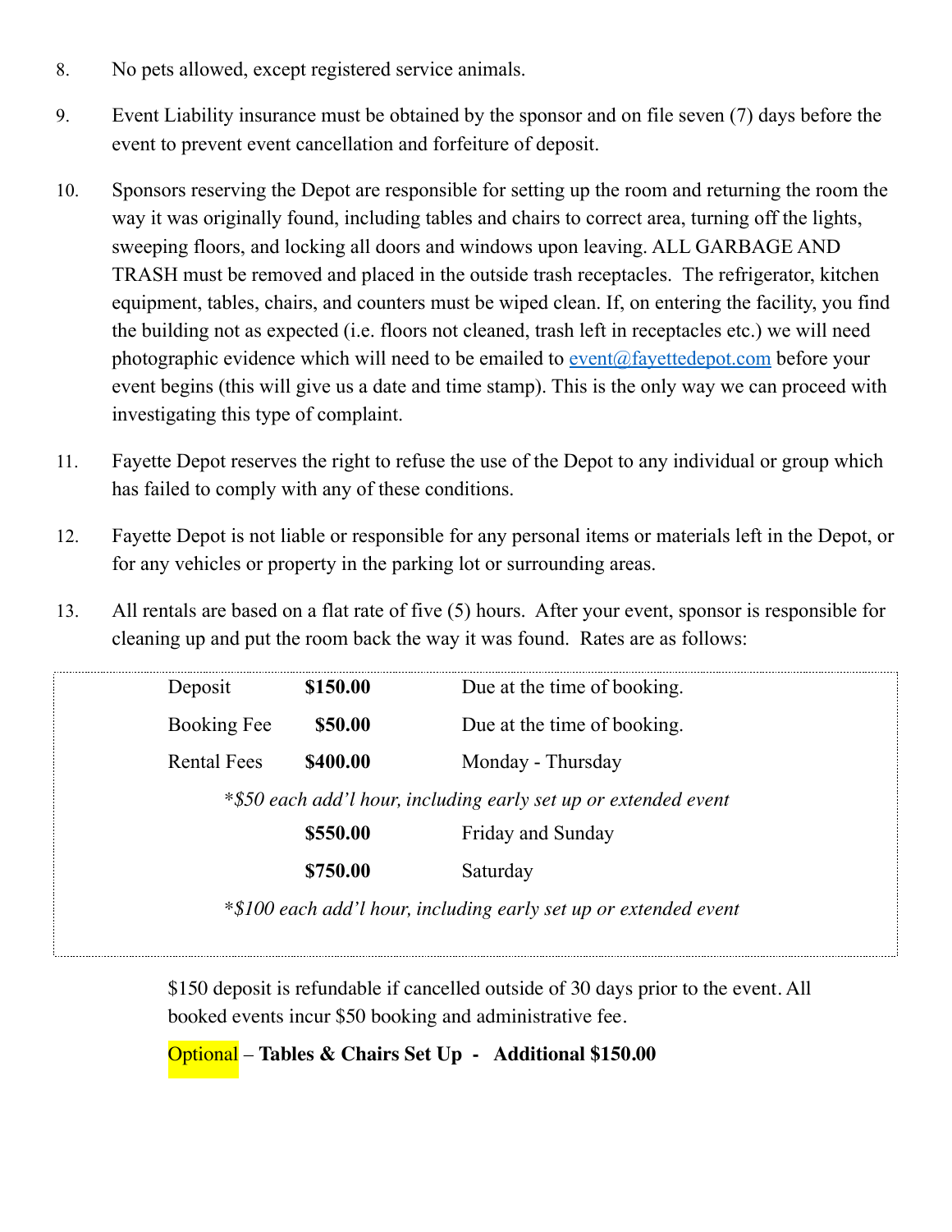8. No pets allowed, except registered service animals.

9. Event Liability insurance must be obtained by the sponsor and on file seven (7) days before the event to prevent event cancellation and forfeiture of deposit.

10. Sponsors reserving the Depot are responsible for setting up the room and returning the room the way it was originally found, including tables and chairs to correct area, turning off the lights, sweeping floors, and locking all doors and windows upon leaving. ALL GARBAGE AND TRASH must be removed and placed in the outside trash receptacles. The refrigerator, kitchen equipment, tables, chairs, and counters must be wiped clean. If, on entering the facility, you find the building not as expected (i.e. floors not cleaned, trash left in receptacles etc.) we will need photographic evidence which will need to be emailed to [event@fayettedepot.com](mailto:event@fayettedepot.com) before your event begins (this will give us a date and time stamp). This is the only way we can proceed with investigating this type of complaint.

11. Fayette Depot reserves the right to refuse the use of the Depot to any individual or group which has failed to comply with any of these conditions.

12. Fayette Depot is not liable or responsible for any personal items or materials left in the Depot, or for any vehicles or property in the parking lot or surrounding areas.

13. All rentals are based on a flat rate of five (5) hours. After your event, sponsor is responsible for cleaning up and put the room back the way it was found. Rates are as follows:

| | | |
|---|---|---|
| Deposit | **$150.00** | Due at the time of booking. |
| Booking Fee | **$50.00** | Due at the time of booking. |
| Rental Fees | **$400.00** | Monday - Thursday |
| *\*$50 each add'l hour, including early set up or extended event* | | |
| | **$550.00** | Friday and Sunday |
| | **$750.00** | Saturday |
| *\*$100 each add'l hour, including early set up or extended event* | | |

$150 deposit is refundable if cancelled outside of 30 days prior to the event. All booked events incur $50 booking and administrative fee.

Optional – **Tables & Chairs Set Up - Additional $150.00**